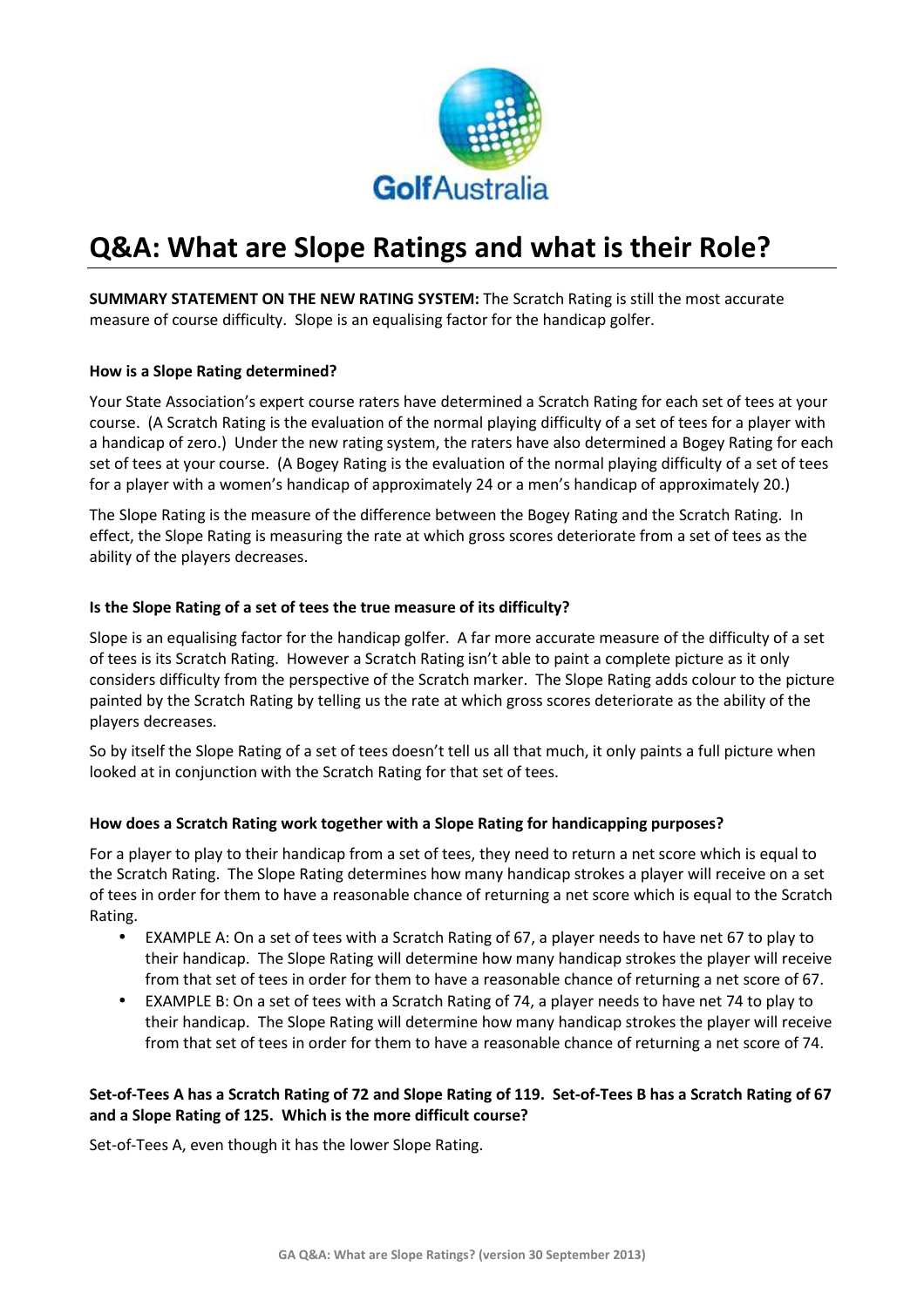# Q&A: What are Slope Ratings and what is their Role?

**SUMMARY STATEMENT ON THE NEW RATING SYSTEM:** The Scratch Rating is still the most accurate measure of course difficulty. Slope is an equalising factor for the handicap golfer.

### How is a Slope Rating determined?

Your State Association's expert course raters have determined a Scratch Rating for each set of tees at your course. (A Scratch Rating is the evaluation of the normal playing difficulty of a set of tees for a player with a handicap of zero.) Under the new rating system, the raters have also determined a Bogey Rating for each set of tees at your course. (A Bogey Rating is the evaluation of the normal playing difficulty of a set of tees for a player with a women's handicap of approximately 24 or a men's handicap of approximately 20.)

The Slope Rating is the measure of the difference between the Bogey Rating and the Scratch Rating. In effect, the Slope Rating is measuring the rate at which gross scores deteriorate from a set of tees as the ability of the players decreases.

### Is the Slope Rating of a set of tees the true measure of its difficulty?

Slope is an equalising factor for the handicap golfer. A far more accurate measure of the difficulty of a set of tees is its Scratch Rating. However a Scratch Rating isn't able to paint a complete picture as it only considers difficulty from the perspective of the Scratch marker. The Slope Rating adds colour to the picture painted by the Scratch Rating by telling us the rate at which gross scores deteriorate as the ability of the players decreases.

So by itself the Slope Rating of a set of tees doesn't tell us all that much, it only paints a full picture when looked at in conjunction with the Scratch Rating for that set of tees.

### How does a Scratch Rating work together with a Slope Rating for handicapping purposes?

For a player to play to their handicap from a set of tees, they need to return a net score which is equal to the Scratch Rating. The Slope Rating determines how many handicap strokes a player will receive on a set of tees in order for them to have a reasonable chance of returning a net score which is equal to the Scratch Rating.

- EXAMPLE A: On a set of tees with a Scratch Rating of 67, a player needs to have net 67 to play to their handicap. The Slope Rating will determine how many handicap strokes the player will receive from that set of tees in order for them to have a reasonable chance of returning a net score of 67.
- EXAMPLE B: On a set of tees with a Scratch Rating of 74, a player needs to have net 74 to play to their handicap. The Slope Rating will determine how many handicap strokes the player will receive from that set of tees in order for them to have a reasonable chance of returning a net score of 74.

### Set-of-Tees A has a Scratch Rating of 72 and Slope Rating of 119. Set-of-Tees B has a Scratch Rating of 67 and a Slope Rating of 125. Which is the more difficult course?

Set-of-Tees A, even though it has the lower Slope Rating.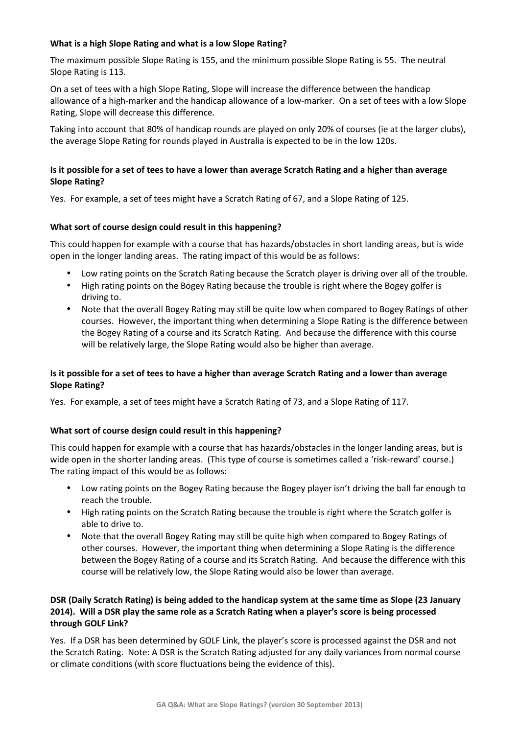**What is a high Slope Rating and what is a low Slope Rating?**

The maximum possible Slope Rating is 155, and the minimum possible Slope Rating is 55. The neutral Slope Rating is 113.

On a set of tees with a high Slope Rating, Slope will increase the difference between the handicap allowance of a high-marker and the handicap allowance of a low-marker. On a set of tees with a low Slope Rating, Slope will decrease this difference.

Taking into account that 80% of handicap rounds are played on only 20% of courses (ie at the larger clubs), the average Slope Rating for rounds played in Australia is expected to be in the low 120s.

**Is it possible for a set of tees to have a lower than average Scratch Rating and a higher than average Slope Rating?**

Yes. For example, a set of tees might have a Scratch Rating of 67, and a Slope Rating of 125.

**What sort of course design could result in this happening?**

This could happen for example with a course that has hazards/obstacles in short landing areas, but is wide open in the longer landing areas. The rating impact of this would be as follows:

- Low rating points on the Scratch Rating because the Scratch player is driving over all of the trouble.
- High rating points on the Bogey Rating because the trouble is right where the Bogey golfer is driving to.
- Note that the overall Bogey Rating may still be quite low when compared to Bogey Ratings of other courses. However, the important thing when determining a Slope Rating is the difference between the Bogey Rating of a course and its Scratch Rating. And because the difference with this course will be relatively large, the Slope Rating would also be higher than average.

**Is it possible for a set of tees to have a higher than average Scratch Rating and a lower than average Slope Rating?**

Yes. For example, a set of tees might have a Scratch Rating of 73, and a Slope Rating of 117.

**What sort of course design could result in this happening?**

This could happen for example with a course that has hazards/obstacles in the longer landing areas, but is wide open in the shorter landing areas. (This type of course is sometimes called a 'risk-reward' course.) The rating impact of this would be as follows:

- Low rating points on the Bogey Rating because the Bogey player isn't driving the ball far enough to reach the trouble.
- High rating points on the Scratch Rating because the trouble is right where the Scratch golfer is able to drive to.
- Note that the overall Bogey Rating may still be quite high when compared to Bogey Ratings of other courses. However, the important thing when determining a Slope Rating is the difference between the Bogey Rating of a course and its Scratch Rating. And because the difference with this course will be relatively low, the Slope Rating would also be lower than average.

**DSR (Daily Scratch Rating) is being added to the handicap system at the same time as Slope (23 January 2014). Will a DSR play the same role as a Scratch Rating when a player's score is being processed through GOLF Link?**

Yes. If a DSR has been determined by GOLF Link, the player's score is processed against the DSR and not the Scratch Rating. Note: A DSR is the Scratch Rating adjusted for any daily variances from normal course or climate conditions (with score fluctuations being the evidence of this).